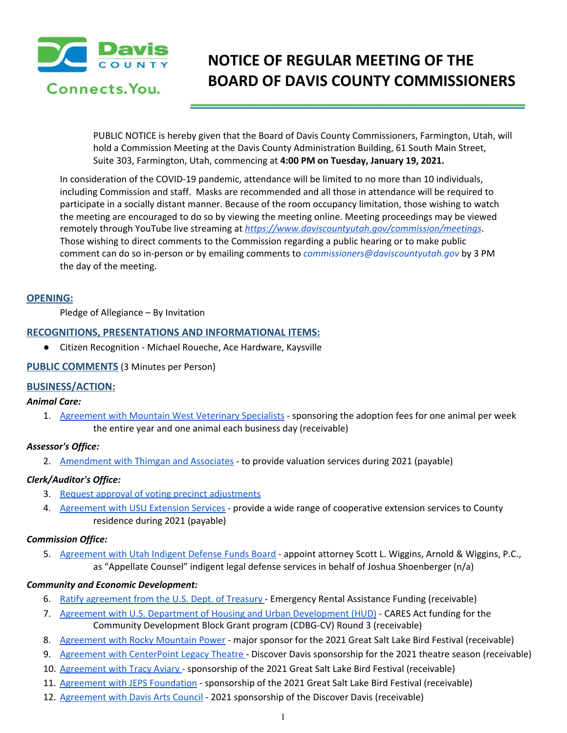Davis COUNTY Connects.You.

# NOTICE OF REGULAR MEETING OF THE BOARD OF DAVIS COUNTY COMMISSIONERS

PUBLIC NOTICE is hereby given that the Board of Davis County Commissioners, Farmington, Utah, will hold a Commission Meeting at the Davis County Administration Building, 61 South Main Street, Suite 303, Farmington, Utah, commencing at **4:00 PM on Tuesday, January 19, 2021.**

In consideration of the COVID-19 pandemic, attendance will be limited to no more than 10 individuals, including Commission and staff. Masks are recommended and all those in attendance will be required to participate in a socially distant manner. Because of the room occupancy limitation, those wishing to watch the meeting are encouraged to do so by viewing the meeting online. Meeting proceedings may be viewed remotely through YouTube live streaming at *https://www.daviscountyutah.gov/commission/meetings*. Those wishing to direct comments to the Commission regarding a public hearing or to make public comment can do so in-person or by emailing comments to *commissioners@daviscountyutah.gov* by 3 PM the day of the meeting.

## OPENING:

Pledge of Allegiance – By Invitation

## RECOGNITIONS, PRESENTATIONS AND INFORMATIONAL ITEMS:

- Citizen Recognition - Michael Roueche, Ace Hardware, Kaysville

## PUBLIC COMMENTS (3 Minutes per Person)

## BUSINESS/ACTION:

### *Animal Care:*

1. Agreement with Mountain West Veterinary Specialists - sponsoring the adoption fees for one animal per week the entire year and one animal each business day (receivable)

### *Assessor's Office:*

2. Amendment with Thimgan and Associates - to provide valuation services during 2021 (payable)

### *Clerk/Auditor's Office:*

3. Request approval of voting precinct adjustments
4. Agreement with USU Extension Services - provide a wide range of cooperative extension services to County residence during 2021 (payable)

### *Commission Office:*

5. Agreement with Utah Indigent Defense Funds Board - appoint attorney Scott L. Wiggins, Arnold & Wiggins, P.C., as "Appellate Counsel" indigent legal defense services in behalf of Joshua Shoenberger (n/a)

### *Community and Economic Development:*

6. Ratify agreement from the U.S. Dept. of Treasury - Emergency Rental Assistance Funding (receivable)
7. Agreement with U.S. Department of Housing and Urban Development (HUD) - CARES Act funding for the Community Development Block Grant program (CDBG-CV) Round 3 (receivable)
8. Agreement with Rocky Mountain Power - major sponsor for the 2021 Great Salt Lake Bird Festival (receivable)
9. Agreement with CenterPoint Legacy Theatre - Discover Davis sponsorship for the 2021 theatre season (receivable)
10. Agreement with Tracy Aviary - sponsorship of the 2021 Great Salt Lake Bird Festival (receivable)
11. Agreement with JEPS Foundation - sponsorship of the 2021 Great Salt Lake Bird Festival (receivable)
12. Agreement with Davis Arts Council - 2021 sponsorship of the Discover Davis (receivable)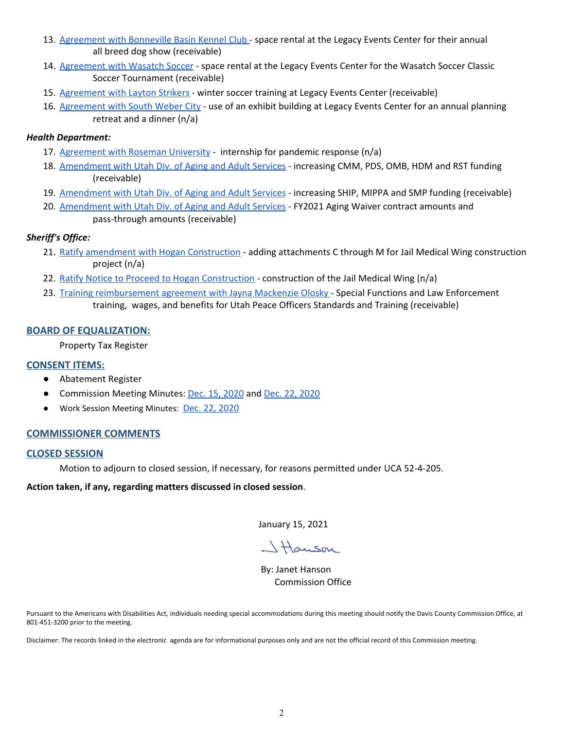13. Agreement with Bonneville Basin Kennel Club - space rental at the Legacy Events Center for their annual all breed dog show (receivable)
14. Agreement with Wasatch Soccer - space rental at the Legacy Events Center for the Wasatch Soccer Classic Soccer Tournament (receivable)
15. Agreement with Layton Strikers - winter soccer training at Legacy Events Center (receivable)
16. Agreement with South Weber City - use of an exhibit building at Legacy Events Center for an annual planning retreat and a dinner (n/a)

***Health Department:***

17. Agreement with Roseman University - internship for pandemic response (n/a)
18. Amendment with Utah Div. of Aging and Adult Services - increasing CMM, PDS, OMB, HDM and RST funding (receivable)
19. Amendment with Utah Div. of Aging and Adult Services - increasing SHIP, MIPPA and SMP funding (receivable)
20. Amendment with Utah Div. of Aging and Adult Services - FY2021 Aging Waiver contract amounts and pass-through amounts (receivable)

***Sheriff's Office:***

21. Ratify amendment with Hogan Construction - adding attachments C through M for Jail Medical Wing construction project (n/a)
22. Ratify Notice to Proceed to Hogan Construction - construction of the Jail Medical Wing (n/a)
23. Training reimbursement agreement with Jayna Mackenzie Olosky - Special Functions and Law Enforcement training, wages, and benefits for Utah Peace Officers Standards and Training (receivable)

## BOARD OF EQUALIZATION:

Property Tax Register

## CONSENT ITEMS:

- Abatement Register
- Commission Meeting Minutes: Dec. 15, 2020 and Dec. 22, 2020
- Work Session Meeting Minutes: Dec. 22, 2020

## COMMISSIONER COMMENTS

## CLOSED SESSION

Motion to adjourn to closed session, if necessary, for reasons permitted under UCA 52-4-205.

**Action taken, if any, regarding matters discussed in closed session**.

January 15, 2021

J Hanson

By: Janet Hanson
Commission Office

Pursuant to the Americans with Disabilities Act, individuals needing special accommodations during this meeting should notify the Davis County Commission Office, at 801-451-3200 prior to the meeting.

Disclaimer: The records linked in the electronic agenda are for informational purposes only and are not the official record of this Commission meeting.